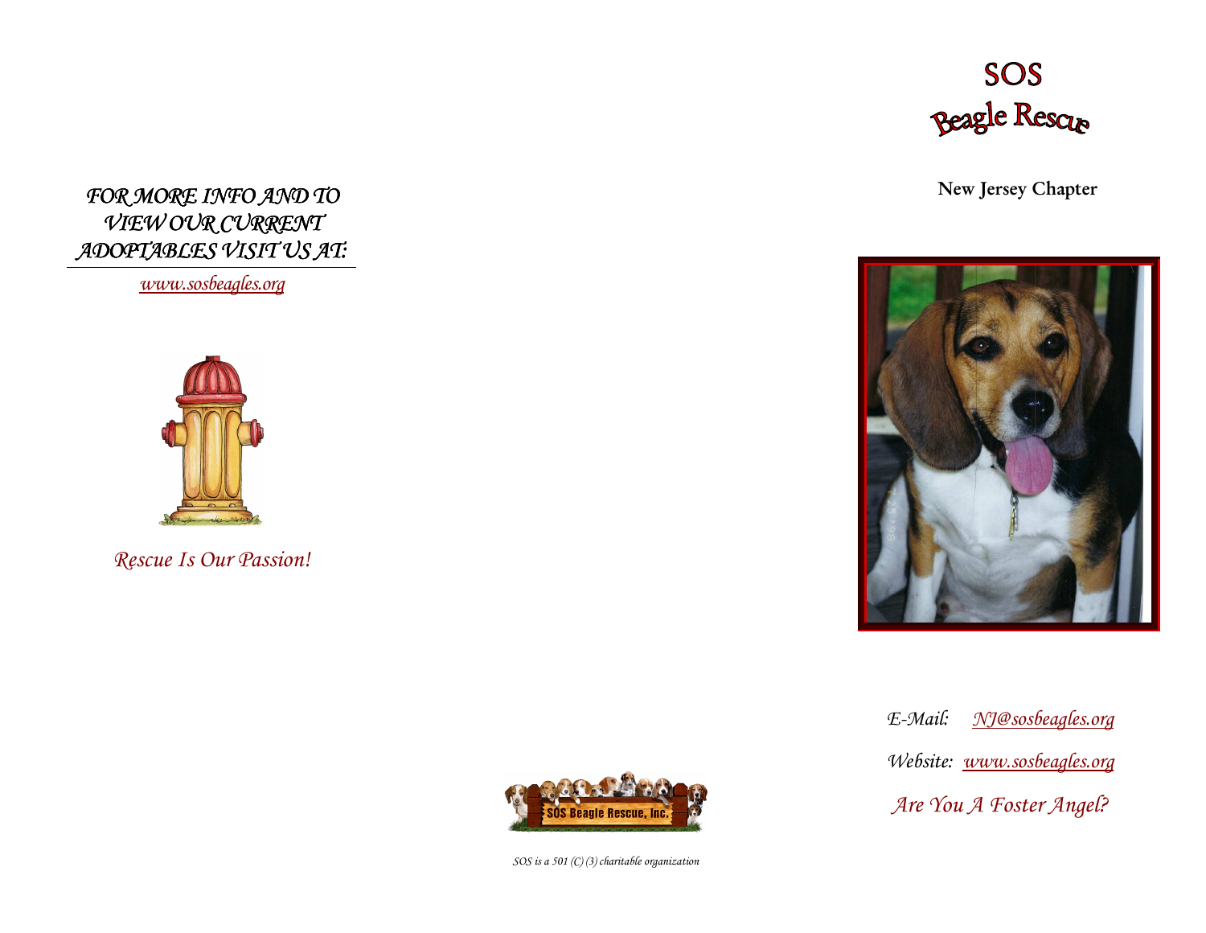*FOR MORE INFO AND TO VIEW OUR CURRENT ADOPTABLES VISIT US AT:*

*www.sosbeagles.org*

*Rescue Is Our Passion!*

SOS Beagle Rescue, Inc.

*SOS is a 501 (C) (3) charitable organization*

# SOS Beagle Rescue

**New Jersey Chapter**

*E-Mail: NJ@sosbeagles.org*

*Website: www.sosbeagles.org*

*Are You A Foster Angel?*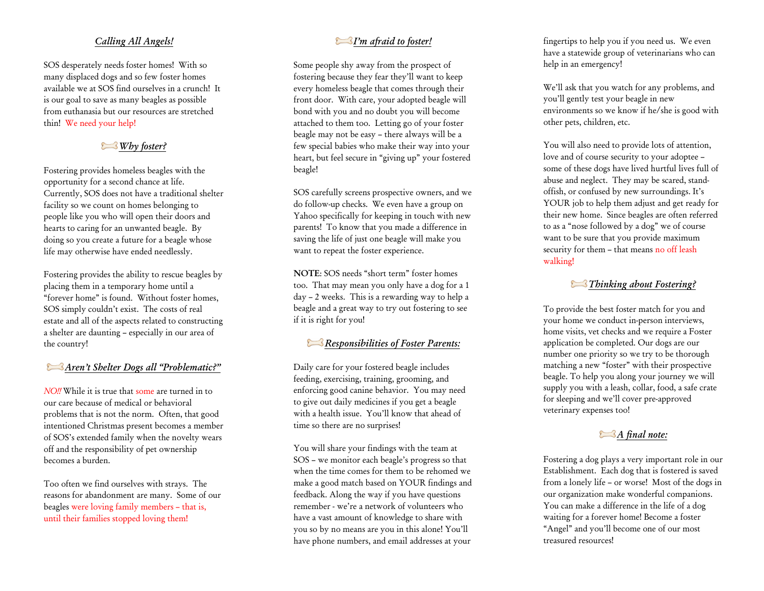## *Calling All Angels!*

SOS desperately needs foster homes! With so many displaced dogs and so few foster homes available we at SOS find ourselves in a crunch! It is our goal to save as many beagles as possible from euthanasia but our resources are stretched thin! We need your help!

## *Why foster?*

Fostering provides homeless beagles with the opportunity for a second chance at life. Currently, SOS does not have a traditional shelter facility so we count on homes belonging to people like you who will open their doors and hearts to caring for an unwanted beagle. By doing so you create a future for a beagle whose life may otherwise have ended needlessly.

Fostering provides the ability to rescue beagles by placing them in a temporary home until a "forever home" is found. Without foster homes, SOS simply couldn't exist. The costs of real estate and all of the aspects related to constructing a shelter are daunting – especially in our area of the country!

## *Aren't Shelter Dogs all "Problematic?"*

*NO!!* While it is true that some are turned in to our care because of medical or behavioral problems that is not the norm. Often, that good intentioned Christmas present becomes a member of SOS's extended family when the novelty wears off and the responsibility of pet ownership becomes a burden.

Too often we find ourselves with strays. The reasons for abandonment are many. Some of our beagles were loving family members – that is, until their families stopped loving them!

## *I'm afraid to foster!*

Some people shy away from the prospect of fostering because they fear they'll want to keep every homeless beagle that comes through their front door. With care, your adopted beagle will bond with you and no doubt you will become attached to them too. Letting go of your foster beagle may not be easy – there always will be a few special babies who make their way into your heart, but feel secure in "giving up" your fostered beagle!

SOS carefully screens prospective owners, and we do follow-up checks. We even have a group on Yahoo specifically for keeping in touch with new parents! To know that you made a difference in saving the life of just one beagle will make you want to repeat the foster experience.

**NOTE**: SOS needs "short term" foster homes too. That may mean you only have a dog for a 1 day – 2 weeks. This is a rewarding way to help a beagle and a great way to try out fostering to see if it is right for you!

## *Responsibilities of Foster Parents:*

Daily care for your fostered beagle includes feeding, exercising, training, grooming, and enforcing good canine behavior. You may need to give out daily medicines if you get a beagle with a health issue. You'll know that ahead of time so there are no surprises!

You will share your findings with the team at SOS – we monitor each beagle's progress so that when the time comes for them to be rehomed we make a good match based on YOUR findings and feedback. Along the way if you have questions remember - we're a network of volunteers who have a vast amount of knowledge to share with you so by no means are you in this alone! You'll have phone numbers, and email addresses at your fingertips to help you if you need us. We even have a statewide group of veterinarians who can help in an emergency!

We'll ask that you watch for any problems, and you'll gently test your beagle in new environments so we know if he/she is good with other pets, children, etc.

You will also need to provide lots of attention, love and of course security to your adoptee – some of these dogs have lived hurtful lives full of abuse and neglect. They may be scared, stand-offish, or confused by new surroundings. It's YOUR job to help them adjust and get ready for their new home. Since beagles are often referred to as a "nose followed by a dog" we of course want to be sure that you provide maximum security for them – that means no off leash walking!

## *Thinking about Fostering?*

To provide the best foster match for you and your home we conduct in-person interviews, home visits, vet checks and we require a Foster application be completed. Our dogs are our number one priority so we try to be thorough matching a new "foster" with their prospective beagle. To help you along your journey we will supply you with a leash, collar, food, a safe crate for sleeping and we'll cover pre-approved veterinary expenses too!

## *A final note:*

Fostering a dog plays a very important role in our Establishment. Each dog that is fostered is saved from a lonely life – or worse! Most of the dogs in our organization make wonderful companions. You can make a difference in the life of a dog waiting for a forever home! Become a foster "Angel" and you'll become one of our most treasured resources!